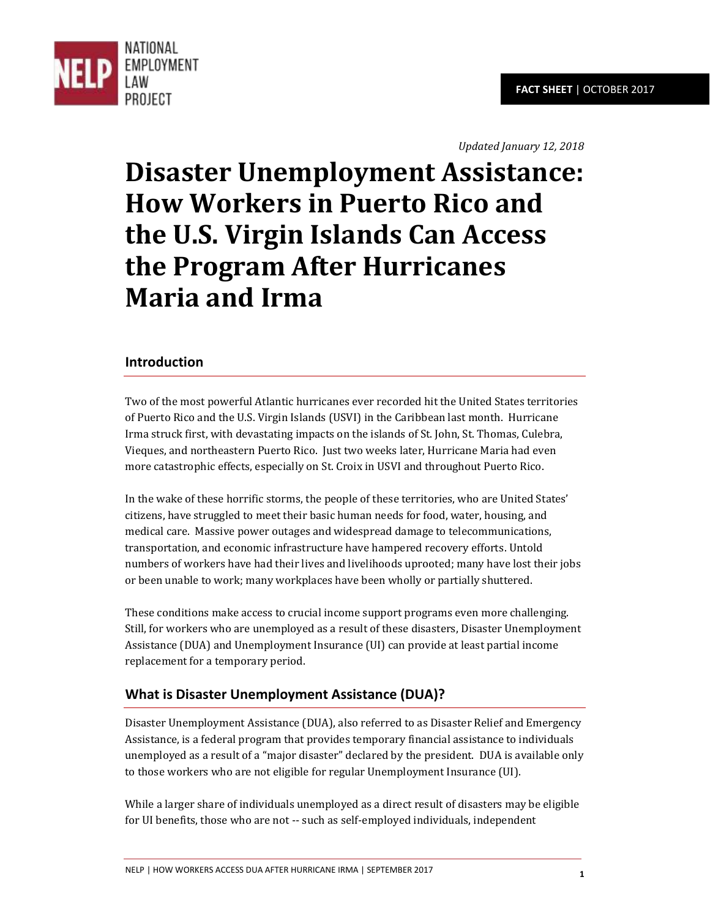FACT SHEET | OCTOBER 2017

*Updated January 12, 2018*

# Disaster Unemployment Assistance: How Workers in Puerto Rico and the U.S. Virgin Islands Can Access the Program After Hurricanes Maria and Irma

## Introduction

Two of the most powerful Atlantic hurricanes ever recorded hit the United States territories of Puerto Rico and the U.S. Virgin Islands (USVI) in the Caribbean last month. Hurricane Irma struck first, with devastating impacts on the islands of St. John, St. Thomas, Culebra, Vieques, and northeastern Puerto Rico. Just two weeks later, Hurricane Maria had even more catastrophic effects, especially on St. Croix in USVI and throughout Puerto Rico.

In the wake of these horrific storms, the people of these territories, who are United States' citizens, have struggled to meet their basic human needs for food, water, housing, and medical care. Massive power outages and widespread damage to telecommunications, transportation, and economic infrastructure have hampered recovery efforts. Untold numbers of workers have had their lives and livelihoods uprooted; many have lost their jobs or been unable to work; many workplaces have been wholly or partially shuttered.

These conditions make access to crucial income support programs even more challenging. Still, for workers who are unemployed as a result of these disasters, Disaster Unemployment Assistance (DUA) and Unemployment Insurance (UI) can provide at least partial income replacement for a temporary period.

## What is Disaster Unemployment Assistance (DUA)?

Disaster Unemployment Assistance (DUA), also referred to as Disaster Relief and Emergency Assistance, is a federal program that provides temporary financial assistance to individuals unemployed as a result of a "major disaster" declared by the president. DUA is available only to those workers who are not eligible for regular Unemployment Insurance (UI).

While a larger share of individuals unemployed as a direct result of disasters may be eligible for UI benefits, those who are not -- such as self-employed individuals, independent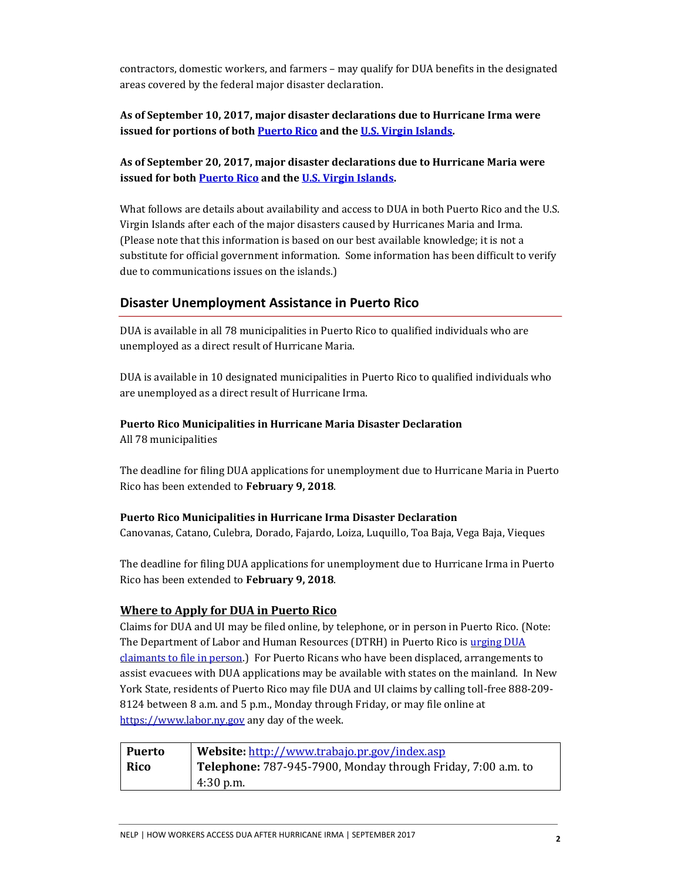contractors, domestic workers, and farmers – may qualify for DUA benefits in the designated areas covered by the federal major disaster declaration.

**As of September 10, 2017, major disaster declarations due to Hurricane Irma were issued for portions of both Puerto Rico and the U.S. Virgin Islands.**

**As of September 20, 2017, major disaster declarations due to Hurricane Maria were issued for both Puerto Rico and the U.S. Virgin Islands.**

What follows are details about availability and access to DUA in both Puerto Rico and the U.S. Virgin Islands after each of the major disasters caused by Hurricanes Maria and Irma. (Please note that this information is based on our best available knowledge; it is not a substitute for official government information. Some information has been difficult to verify due to communications issues on the islands.)

## Disaster Unemployment Assistance in Puerto Rico

DUA is available in all 78 municipalities in Puerto Rico to qualified individuals who are unemployed as a direct result of Hurricane Maria.

DUA is available in 10 designated municipalities in Puerto Rico to qualified individuals who are unemployed as a direct result of Hurricane Irma.

**Puerto Rico Municipalities in Hurricane Maria Disaster Declaration**
All 78 municipalities

The deadline for filing DUA applications for unemployment due to Hurricane Maria in Puerto Rico has been extended to **February 9, 2018**.

**Puerto Rico Municipalities in Hurricane Irma Disaster Declaration**
Canovanas, Catano, Culebra, Dorado, Fajardo, Loiza, Luquillo, Toa Baja, Vega Baja, Vieques

The deadline for filing DUA applications for unemployment due to Hurricane Irma in Puerto Rico has been extended to **February 9, 2018**.

### Where to Apply for DUA in Puerto Rico

Claims for DUA and UI may be filed online, by telephone, or in person in Puerto Rico. (Note: The Department of Labor and Human Resources (DTRH) in Puerto Rico is urging DUA claimants to file in person.) For Puerto Ricans who have been displaced, arrangements to assist evacuees with DUA applications may be available with states on the mainland. In New York State, residents of Puerto Rico may file DUA and UI claims by calling toll-free 888-209-8124 between 8 a.m. and 5 p.m., Monday through Friday, or may file online at https://www.labor.ny.gov any day of the week.

| **Puerto Rico** | **Website:** http://www.trabajo.pr.gov/index.asp<br>**Telephone:** 787-945-7900, Monday through Friday, 7:00 a.m. to 4:30 p.m. |
|---|---|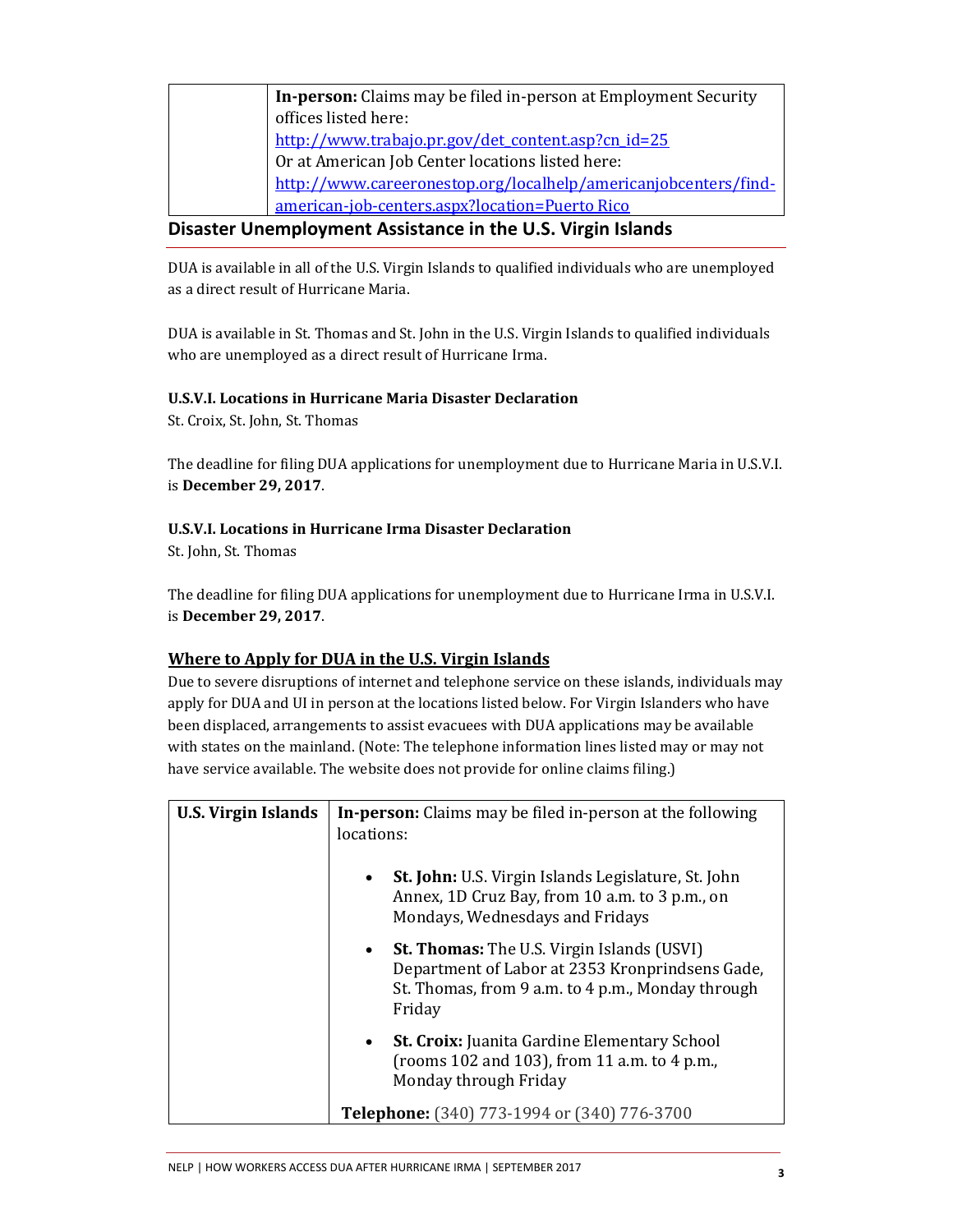| | **In-person:** Claims may be filed in-person at Employment Security offices listed here: http://www.trabajo.pr.gov/det_content.asp?cn_id=25 Or at American Job Center locations listed here: http://www.careeronestop.org/localhelp/americanjobcenters/find-american-job-centers.aspx?location=Puerto Rico |
|---|---|

## Disaster Unemployment Assistance in the U.S. Virgin Islands

DUA is available in all of the U.S. Virgin Islands to qualified individuals who are unemployed as a direct result of Hurricane Maria.

DUA is available in St. Thomas and St. John in the U.S. Virgin Islands to qualified individuals who are unemployed as a direct result of Hurricane Irma.

**U.S.V.I. Locations in Hurricane Maria Disaster Declaration**

St. Croix, St. John, St. Thomas

The deadline for filing DUA applications for unemployment due to Hurricane Maria in U.S.V.I. is **December 29, 2017**.

**U.S.V.I. Locations in Hurricane Irma Disaster Declaration**

St. John, St. Thomas

The deadline for filing DUA applications for unemployment due to Hurricane Irma in U.S.V.I. is **December 29, 2017**.

### Where to Apply for DUA in the U.S. Virgin Islands

Due to severe disruptions of internet and telephone service on these islands, individuals may apply for DUA and UI in person at the locations listed below. For Virgin Islanders who have been displaced, arrangements to assist evacuees with DUA applications may be available with states on the mainland. (Note: The telephone information lines listed may or may not have service available. The website does not provide for online claims filing.)

| U.S. Virgin Islands | In-person: Claims may be filed in-person at the following locations: |
|---|---|
| | • **St. John:** U.S. Virgin Islands Legislature, St. John Annex, 1D Cruz Bay, from 10 a.m. to 3 p.m., on Mondays, Wednesdays and Fridays<br>• **St. Thomas:** The U.S. Virgin Islands (USVI) Department of Labor at 2353 Kronprindsens Gade, St. Thomas, from 9 a.m. to 4 p.m., Monday through Friday<br>• **St. Croix:** Juanita Gardine Elementary School (rooms 102 and 103), from 11 a.m. to 4 p.m., Monday through Friday |
| | **Telephone:** (340) 773-1994 or (340) 776-3700 |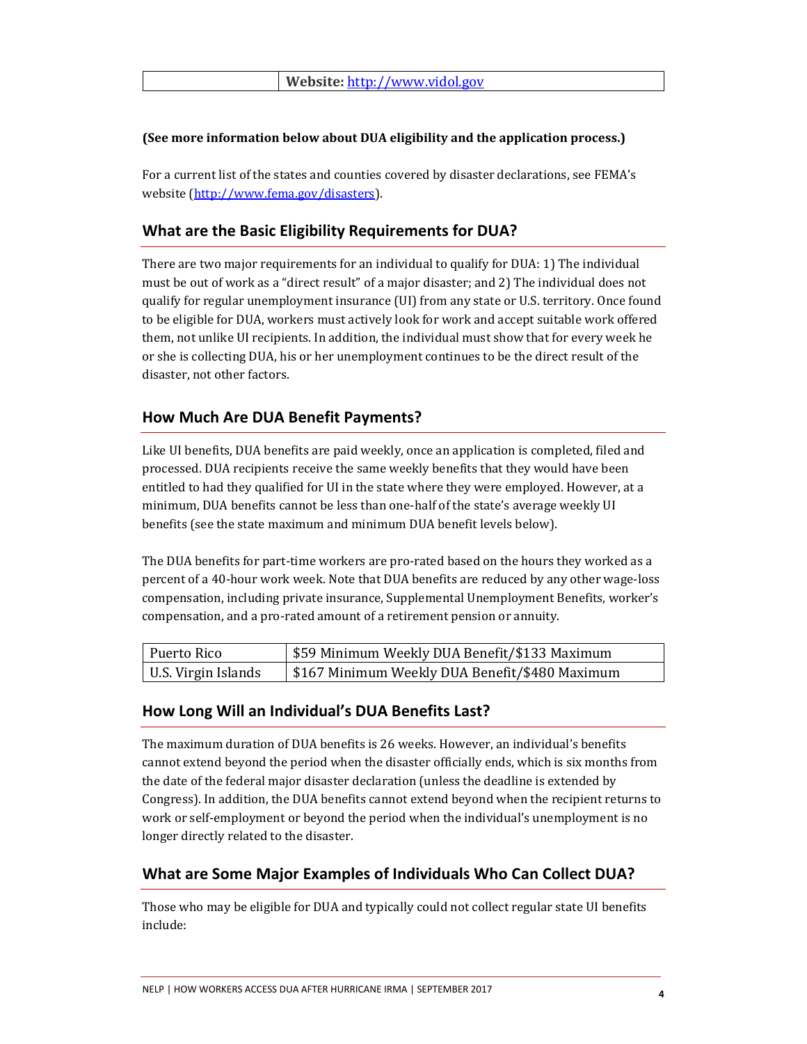| | **Website:** [http://www.vidol.gov](http://www.vidol.gov) |
|---|---|

**(See more information below about DUA eligibility and the application process.)**

For a current list of the states and counties covered by disaster declarations, see FEMA's website ([http://www.fema.gov/disasters](http://www.fema.gov/disasters)).

## What are the Basic Eligibility Requirements for DUA?

There are two major requirements for an individual to qualify for DUA: 1) The individual must be out of work as a "direct result" of a major disaster; and 2) The individual does not qualify for regular unemployment insurance (UI) from any state or U.S. territory. Once found to be eligible for DUA, workers must actively look for work and accept suitable work offered them, not unlike UI recipients. In addition, the individual must show that for every week he or she is collecting DUA, his or her unemployment continues to be the direct result of the disaster, not other factors.

## How Much Are DUA Benefit Payments?

Like UI benefits, DUA benefits are paid weekly, once an application is completed, filed and processed. DUA recipients receive the same weekly benefits that they would have been entitled to had they qualified for UI in the state where they were employed. However, at a minimum, DUA benefits cannot be less than one-half of the state's average weekly UI benefits (see the state maximum and minimum DUA benefit levels below).

The DUA benefits for part-time workers are pro-rated based on the hours they worked as a percent of a 40-hour work week. Note that DUA benefits are reduced by any other wage-loss compensation, including private insurance, Supplemental Unemployment Benefits, worker's compensation, and a pro-rated amount of a retirement pension or annuity.

| Puerto Rico | $59 Minimum Weekly DUA Benefit/$133 Maximum |
|---|---|
| U.S. Virgin Islands | $167 Minimum Weekly DUA Benefit/$480 Maximum |

## How Long Will an Individual's DUA Benefits Last?

The maximum duration of DUA benefits is 26 weeks. However, an individual's benefits cannot extend beyond the period when the disaster officially ends, which is six months from the date of the federal major disaster declaration (unless the deadline is extended by Congress). In addition, the DUA benefits cannot extend beyond when the recipient returns to work or self-employment or beyond the period when the individual's unemployment is no longer directly related to the disaster.

## What are Some Major Examples of Individuals Who Can Collect DUA?

Those who may be eligible for DUA and typically could not collect regular state UI benefits include: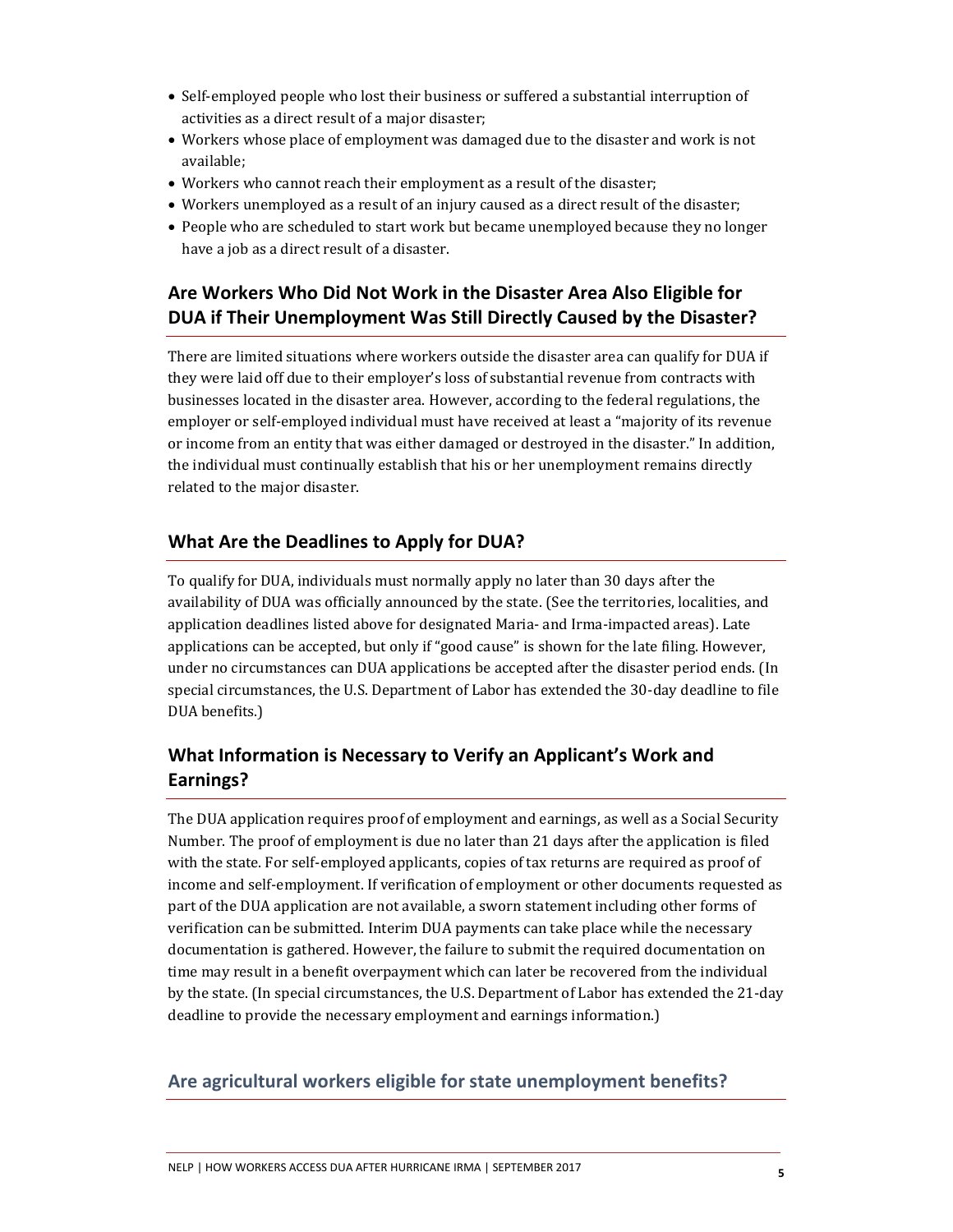- Self-employed people who lost their business or suffered a substantial interruption of activities as a direct result of a major disaster;
- Workers whose place of employment was damaged due to the disaster and work is not available;
- Workers who cannot reach their employment as a result of the disaster;
- Workers unemployed as a result of an injury caused as a direct result of the disaster;
- People who are scheduled to start work but became unemployed because they no longer have a job as a direct result of a disaster.

## Are Workers Who Did Not Work in the Disaster Area Also Eligible for DUA if Their Unemployment Was Still Directly Caused by the Disaster?

There are limited situations where workers outside the disaster area can qualify for DUA if they were laid off due to their employer's loss of substantial revenue from contracts with businesses located in the disaster area. However, according to the federal regulations, the employer or self-employed individual must have received at least a "majority of its revenue or income from an entity that was either damaged or destroyed in the disaster." In addition, the individual must continually establish that his or her unemployment remains directly related to the major disaster.

## What Are the Deadlines to Apply for DUA?

To qualify for DUA, individuals must normally apply no later than 30 days after the availability of DUA was officially announced by the state. (See the territories, localities, and application deadlines listed above for designated Maria- and Irma-impacted areas). Late applications can be accepted, but only if "good cause" is shown for the late filing. However, under no circumstances can DUA applications be accepted after the disaster period ends. (In special circumstances, the U.S. Department of Labor has extended the 30-day deadline to file DUA benefits.)

## What Information is Necessary to Verify an Applicant's Work and Earnings?

The DUA application requires proof of employment and earnings, as well as a Social Security Number. The proof of employment is due no later than 21 days after the application is filed with the state. For self-employed applicants, copies of tax returns are required as proof of income and self-employment. If verification of employment or other documents requested as part of the DUA application are not available, a sworn statement including other forms of verification can be submitted. Interim DUA payments can take place while the necessary documentation is gathered. However, the failure to submit the required documentation on time may result in a benefit overpayment which can later be recovered from the individual by the state. (In special circumstances, the U.S. Department of Labor has extended the 21-day deadline to provide the necessary employment and earnings information.)

## Are agricultural workers eligible for state unemployment benefits?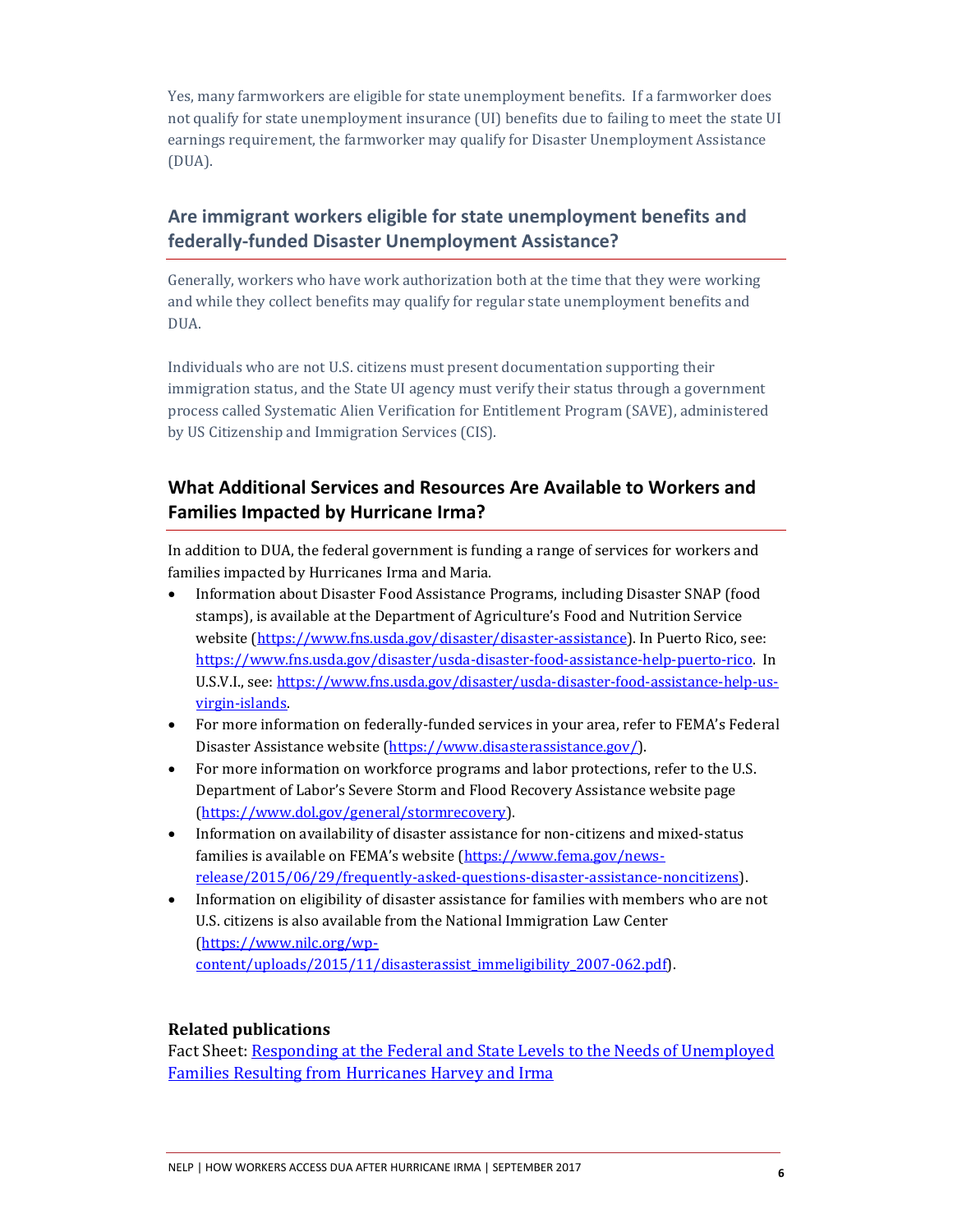Yes, many farmworkers are eligible for state unemployment benefits. If a farmworker does not qualify for state unemployment insurance (UI) benefits due to failing to meet the state UI earnings requirement, the farmworker may qualify for Disaster Unemployment Assistance (DUA).

## Are immigrant workers eligible for state unemployment benefits and federally-funded Disaster Unemployment Assistance?

Generally, workers who have work authorization both at the time that they were working and while they collect benefits may qualify for regular state unemployment benefits and DUA.

Individuals who are not U.S. citizens must present documentation supporting their immigration status, and the State UI agency must verify their status through a government process called Systematic Alien Verification for Entitlement Program (SAVE), administered by US Citizenship and Immigration Services (CIS).

## What Additional Services and Resources Are Available to Workers and Families Impacted by Hurricane Irma?

In addition to DUA, the federal government is funding a range of services for workers and families impacted by Hurricanes Irma and Maria.

- Information about Disaster Food Assistance Programs, including Disaster SNAP (food stamps), is available at the Department of Agriculture's Food and Nutrition Service website (https://www.fns.usda.gov/disaster/disaster-assistance). In Puerto Rico, see: https://www.fns.usda.gov/disaster/usda-disaster-food-assistance-help-puerto-rico. In U.S.V.I., see: https://www.fns.usda.gov/disaster/usda-disaster-food-assistance-help-us-virgin-islands.
- For more information on federally-funded services in your area, refer to FEMA's Federal Disaster Assistance website (https://www.disasterassistance.gov/).
- For more information on workforce programs and labor protections, refer to the U.S. Department of Labor's Severe Storm and Flood Recovery Assistance website page (https://www.dol.gov/general/stormrecovery).
- Information on availability of disaster assistance for non-citizens and mixed-status families is available on FEMA's website (https://www.fema.gov/news-release/2015/06/29/frequently-asked-questions-disaster-assistance-noncitizens).
- Information on eligibility of disaster assistance for families with members who are not U.S. citizens is also available from the National Immigration Law Center (https://www.nilc.org/wp-content/uploads/2015/11/disasterassist_immeligibility_2007-062.pdf).

**Related publications**

Fact Sheet: Responding at the Federal and State Levels to the Needs of Unemployed Families Resulting from Hurricanes Harvey and Irma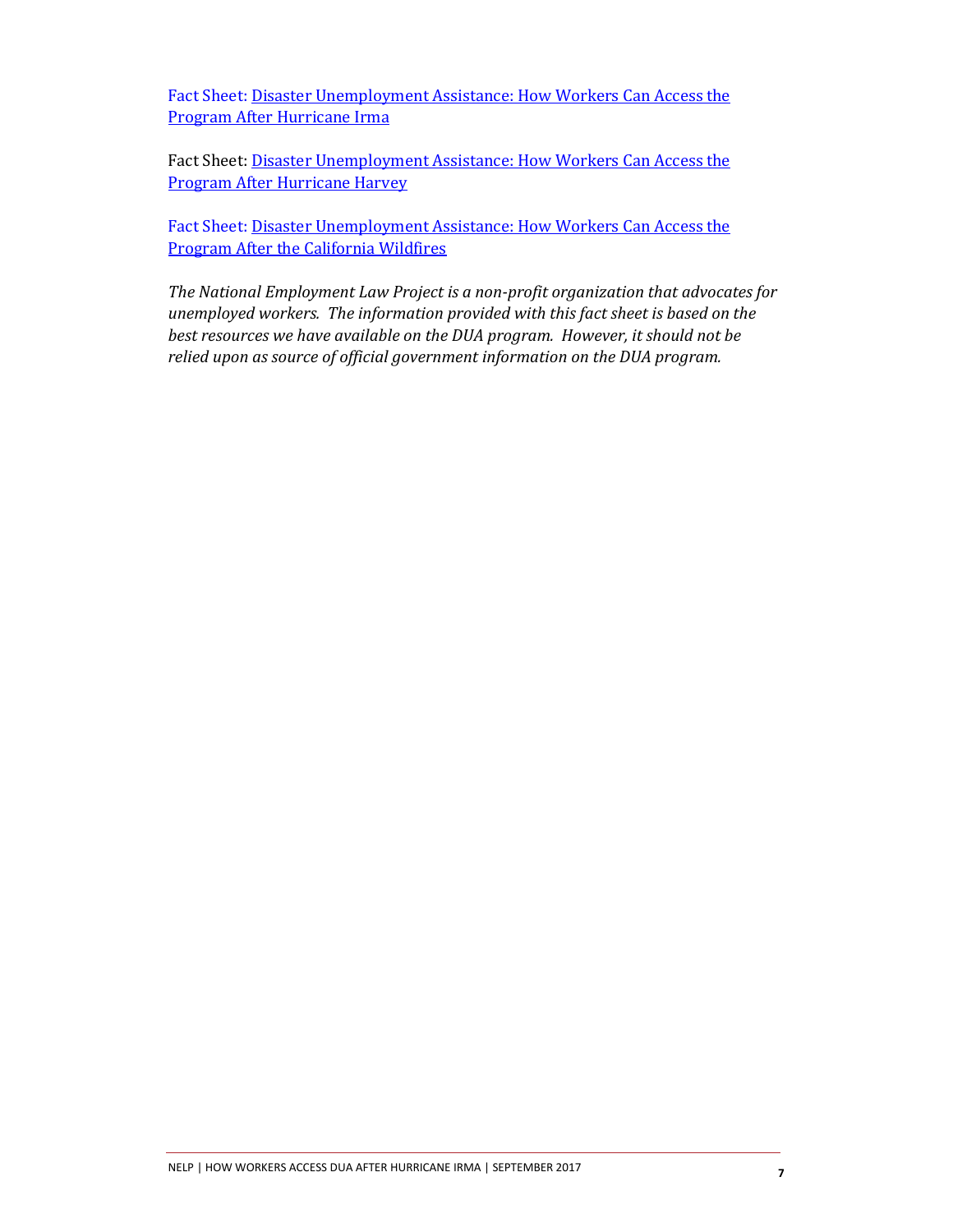Fact Sheet: Disaster Unemployment Assistance: How Workers Can Access the Program After Hurricane Irma

Fact Sheet: Disaster Unemployment Assistance: How Workers Can Access the Program After Hurricane Harvey

Fact Sheet: Disaster Unemployment Assistance: How Workers Can Access the Program After the California Wildfires

*The National Employment Law Project is a non-profit organization that advocates for unemployed workers. The information provided with this fact sheet is based on the best resources we have available on the DUA program. However, it should not be relied upon as source of official government information on the DUA program.*